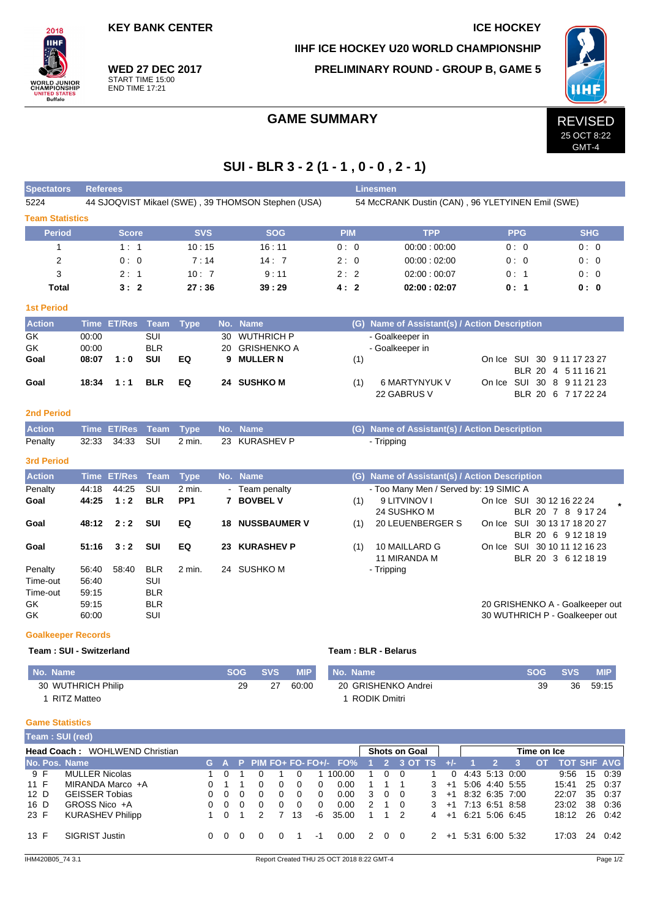KEY BANK CENTER

ICE HOCKEY

IIHF ICE HOCKEY U20 WORLD CHAMPIONSHIP

**WED 27 DEC 2017**
START TIME 15:00
END TIME 17:21

PRELIMINARY ROUND - GROUP B, GAME 5

# GAME SUMMARY

REVISED
25 OCT 8:22
GMT-4

## SUI - BLR 3 - 2 (1 - 1 , 0 - 0 , 2 - 1)

| Spectators | Referees | Linesmen |
|---|---|---|
| 5224 | 44 SJOQVIST Mikael (SWE) , 39 THOMSON Stephen (USA) | 54 McCRANK Dustin (CAN) , 96 YLETYINEN Emil (SWE) |

### Team Statistics

| Period | Score | SVS | SOG | PIM | TPP | PPG | SHG |
|---|---|---|---|---|---|---|---|
| 1 | 1 : 1 | 10 : 15 | 16 : 11 | 0 : 0 | 00:00 : 00:00 | 0 : 0 | 0 : 0 |
| 2 | 0 : 0 | 7 : 14 | 14 : 7 | 2 : 0 | 00:00 : 02:00 | 0 : 0 | 0 : 0 |
| 3 | 2 : 1 | 10 : 7 | 9 : 11 | 2 : 2 | 02:00 : 00:07 | 0 : 1 | 0 : 0 |
| **Total** | **3 : 2** | **27 : 36** | **39 : 29** | **4 : 2** | **02:00 : 02:07** | **0 : 1** | **0 : 0** |

### 1st Period

| Action | Time | ET/Res | Team | Type | No. | Name | (G) | Name of Assistant(s) / Action Description | |
|---|---|---|---|---|---|---|---|---|---|
| GK | 00:00 | | SUI | | 30 | WUTHRICH P | | - Goalkeeper in | |
| GK | 00:00 | | BLR | | 20 | GRISHENKO A | | - Goalkeeper in | |
| **Goal** | **08:07** | **1 : 0** | **SUI** | **EQ** | **9** | **MULLER N** | (1) | | On Ice SUI 30 9 11 17 23 27<br>BLR 20 4 5 11 16 21 |
| **Goal** | **18:34** | **1 : 1** | **BLR** | **EQ** | **24** | **SUSHKO M** | (1) | 6 MARTYNYUK V<br>22 GABRUS V | On Ice SUI 30 8 9 11 21 23<br>BLR 20 6 7 17 22 24 |

### 2nd Period

| Action | Time | ET/Res | Team | Type | No. | Name | (G) | Name of Assistant(s) / Action Description |
|---|---|---|---|---|---|---|---|---|
| Penalty | 32:33 | 34:33 | SUI | 2 min. | 23 | KURASHEV P | | - Tripping |

### 3rd Period

| Action | Time | ET/Res | Team | Type | No. | Name | (G) | Name of Assistant(s) / Action Description | |
|---|---|---|---|---|---|---|---|---|---|
| Penalty | 44:18 | 44:25 | SUI | 2 min. | - | Team penalty | | - Too Many Men / Served by: 19 SIMIC A | |
| **Goal** | **44:25** | **1 : 2** | **BLR** | **PP1** | **7** | **BOVBEL V** | (1) | 9 LITVINOV I<br>24 SUSHKO M | On Ice SUI 30 12 16 22 24 *<br>BLR 20 7 8 9 17 24 |
| **Goal** | **48:12** | **2 : 2** | **SUI** | **EQ** | **18** | **NUSSBAUMER V** | (1) | 20 LEUENBERGER S | On Ice SUI 30 13 17 18 20 27<br>BLR 20 6 9 12 18 19 |
| **Goal** | **51:16** | **3 : 2** | **SUI** | **EQ** | **23** | **KURASHEV P** | (1) | 10 MAILLARD G<br>11 MIRANDA M | On Ice SUI 30 10 11 12 16 23<br>BLR 20 3 6 12 18 19 |
| Penalty | 56:40 | 58:40 | BLR | 2 min. | 24 | SUSHKO M | | - Tripping | |
| Time-out | 56:40 | | SUI | | | | | | |
| Time-out | 59:15 | | BLR | | | | | | |
| GK | 59:15 | | BLR | | | | | | 20 GRISHENKO A - Goalkeeper out |
| GK | 60:00 | | SUI | | | | | | 30 WUTHRICH P - Goalkeeper out |

### Goalkeeper Records

**Team : SUI - Switzerland**

| No. Name | SOG | SVS | MIP |
|---|---|---|---|
| 30 WUTHRICH Philip | 29 | 27 | 60:00 |
| 1 RITZ Matteo | | | |

**Team : BLR - Belarus**

| No. Name | SOG | SVS | MIP |
|---|---|---|---|
| 20 GRISHENKO Andrei | 39 | 36 | 59:15 |
| 1 RODIK Dmitri | | | |

### Game Statistics

**Team : SUI (red)**

**Head Coach :** WOHLWEND Christian

| No. | Pos. | Name | G | A | P | PIM | FO+ | FO- | FO+/- | FO% | SOG 1 | SOG 2 | SOG 3 | SOG OT | SOG TS | +/- | TOI 1 | TOI 2 | TOI 3 | TOI OT | TOT | SHF | AVG |
|---|---|---|---|---|---|---|---|---|---|---|---|---|---|---|---|---|---|---|---|---|---|---|---|
| 9 | F | MULLER Nicolas | 1 | 0 | 1 | 0 | 1 | 0 | 1 | 100.00 | 1 | 0 | 0 | | 1 | 0 | 4:43 | 5:13 | 0:00 | | 9:56 | 15 | 0:39 |
| 11 | F | MIRANDA Marco +A | 0 | 1 | 1 | 0 | 0 | 0 | 0 | 0.00 | 1 | 1 | 1 | | 3 | +1 | 5:06 | 4:40 | 5:55 | | 15:41 | 25 | 0:37 |
| 12 | D | GEISSER Tobias | 0 | 0 | 0 | 0 | 0 | 0 | 0 | 0.00 | 3 | 0 | 0 | | 3 | +1 | 8:32 | 6:35 | 7:00 | | 22:07 | 35 | 0:37 |
| 16 | D | GROSS Nico +A | 0 | 0 | 0 | 0 | 0 | 0 | 0 | 0.00 | 2 | 1 | 0 | | 3 | +1 | 7:13 | 6:51 | 8:58 | | 23:02 | 38 | 0:36 |
| 23 | F | KURASHEV Philipp | 1 | 0 | 1 | 2 | 7 | 13 | -6 | 35.00 | 1 | 1 | 2 | | 4 | +1 | 6:21 | 5:06 | 6:45 | | 18:12 | 26 | 0:42 |
| 13 | F | SIGRIST Justin | 0 | 0 | 0 | 0 | 0 | 1 | -1 | 0.00 | 2 | 0 | 0 | | 2 | +1 | 5:31 | 6:00 | 5:32 | | 17:03 | 24 | 0:42 |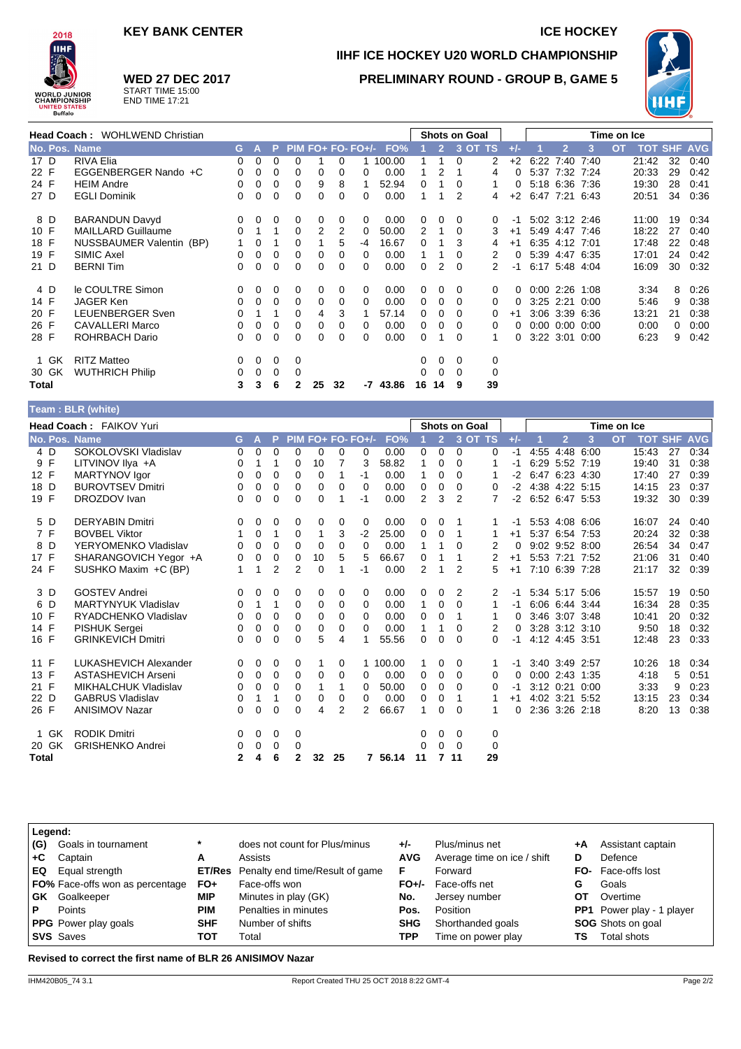**KEY BANK CENTER** **ICE HOCKEY**

## IIHF ICE HOCKEY U20 WORLD CHAMPIONSHIP

**WED 27 DEC 2017**
START TIME 15:00
END TIME 17:21

## PRELIMINARY ROUND - GROUP B, GAME 5

**Head Coach :** WOHLWEND Christian

| No. | Pos. | Name | G | A | P | PIM | FO+ | FO- | FO+/- | FO% | Shots on Goal 1 | 2 | 3 | OT | TS | +/- | Time on Ice 1 | 2 | 3 | OT | TOT | SHF | AVG |
|---|---|---|---|---|---|---|---|---|---|---|---|---|---|---|---|---|---|---|---|---|---|---|---|
| 17 | D | RIVA Elia | 0 | 0 | 0 | 0 | 1 | 0 | 1 | 100.00 | 1 | 1 | 0 | | 2 | +2 | 6:22 | 7:40 | 7:40 | | 21:42 | 32 | 0:40 |
| 22 | F | EGGENBERGER Nando +C | 0 | 0 | 0 | 0 | 0 | 0 | 0 | 0.00 | 1 | 2 | 1 | | 4 | 0 | 5:37 | 7:32 | 7:24 | | 20:33 | 29 | 0:42 |
| 24 | F | HEIM Andre | 0 | 0 | 0 | 0 | 9 | 8 | 1 | 52.94 | 0 | 1 | 0 | | 1 | 0 | 5:18 | 6:36 | 7:36 | | 19:30 | 28 | 0:41 |
| 27 | D | EGLI Dominik | 0 | 0 | 0 | 0 | 0 | 0 | 0 | 0.00 | 1 | 1 | 2 | | 4 | +2 | 6:47 | 7:21 | 6:43 | | 20:51 | 34 | 0:36 |
| 8 | D | BARANDUN Davyd | 0 | 0 | 0 | 0 | 0 | 0 | 0 | 0.00 | 0 | 0 | 0 | | 0 | -1 | 5:02 | 3:12 | 2:46 | | 11:00 | 19 | 0:34 |
| 10 | F | MAILLARD Guillaume | 0 | 1 | 1 | 0 | 2 | 2 | 0 | 50.00 | 2 | 1 | 0 | | 3 | +1 | 5:49 | 4:47 | 7:46 | | 18:22 | 27 | 0:40 |
| 18 | F | NUSSBAUMER Valentin (BP) | 1 | 0 | 1 | 0 | 1 | 5 | -4 | 16.67 | 0 | 1 | 3 | | 4 | +1 | 6:35 | 4:12 | 7:01 | | 17:48 | 22 | 0:48 |
| 19 | F | SIMIC Axel | 0 | 0 | 0 | 0 | 0 | 0 | 0 | 0.00 | 1 | 1 | 0 | | 2 | 0 | 5:39 | 4:47 | 6:35 | | 17:01 | 24 | 0:42 |
| 21 | D | BERNI Tim | 0 | 0 | 0 | 0 | 0 | 0 | 0 | 0.00 | 0 | 2 | 0 | | 2 | -1 | 6:17 | 5:48 | 4:04 | | 16:09 | 30 | 0:32 |
| 4 | D | le COULTRE Simon | 0 | 0 | 0 | 0 | 0 | 0 | 0 | 0.00 | 0 | 0 | 0 | | 0 | 0 | 0:00 | 2:26 | 1:08 | | 3:34 | 8 | 0:26 |
| 14 | F | JAGER Ken | 0 | 0 | 0 | 0 | 0 | 0 | 0 | 0.00 | 0 | 0 | 0 | | 0 | 0 | 3:25 | 2:21 | 0:00 | | 5:46 | 9 | 0:38 |
| 20 | F | LEUENBERGER Sven | 0 | 1 | 1 | 0 | 4 | 3 | 1 | 57.14 | 0 | 0 | 0 | | 0 | +1 | 3:06 | 3:39 | 6:36 | | 13:21 | 21 | 0:38 |
| 26 | F | CAVALLERI Marco | 0 | 0 | 0 | 0 | 0 | 0 | 0 | 0.00 | 0 | 0 | 0 | | 0 | 0 | 0:00 | 0:00 | 0:00 | | 0:00 | 0 | 0:00 |
| 28 | F | ROHRBACH Dario | 0 | 0 | 0 | 0 | 0 | 0 | 0 | 0.00 | 0 | 1 | 0 | | 1 | 0 | 3:22 | 3:01 | 0:00 | | 6:23 | 9 | 0:42 |
| 1 | GK | RITZ Matteo | 0 | 0 | 0 | 0 | | | | | 0 | 0 | 0 | | 0 | | | | | | | | |
| 30 | GK | WUTHRICH Philip | 0 | 0 | 0 | 0 | | | | | 0 | 0 | 0 | | 0 | | | | | | | | |
| **Total** | | | **3** | **3** | **6** | **2** | **25** | **32** | **-7** | **43.86** | **16** | **14** | **9** | | **39** | | | | | | | | |

## Team : BLR (white)

**Head Coach :** FAIKOV Yuri

| No. | Pos. | Name | G | A | P | PIM | FO+ | FO- | FO+/- | FO% | Shots on Goal 1 | 2 | 3 | OT | TS | +/- | Time on Ice 1 | 2 | 3 | OT | TOT | SHF | AVG |
|---|---|---|---|---|---|---|---|---|---|---|---|---|---|---|---|---|---|---|---|---|---|---|---|
| 4 | D | SOKOLOVSKI Vladislav | 0 | 0 | 0 | 0 | 0 | 0 | 0 | 0.00 | 0 | 0 | 0 | | 0 | -1 | 4:55 | 4:48 | 6:00 | | 15:43 | 27 | 0:34 |
| 9 | F | LITVINOV Ilya +A | 0 | 1 | 1 | 0 | 10 | 7 | 3 | 58.82 | 1 | 0 | 0 | | 1 | -1 | 6:29 | 5:52 | 7:19 | | 19:40 | 31 | 0:38 |
| 12 | F | MARTYNOV Igor | 0 | 0 | 0 | 0 | 0 | 1 | -1 | 0.00 | 1 | 0 | 0 | | 1 | -2 | 6:47 | 6:23 | 4:30 | | 17:40 | 27 | 0:39 |
| 18 | D | BUROVTSEV Dmitri | 0 | 0 | 0 | 0 | 0 | 0 | 0 | 0.00 | 0 | 0 | 0 | | 0 | -2 | 4:38 | 4:22 | 5:15 | | 14:15 | 23 | 0:37 |
| 19 | F | DROZDOV Ivan | 0 | 0 | 0 | 0 | 0 | 1 | -1 | 0.00 | 2 | 3 | 2 | | 7 | -2 | 6:52 | 6:47 | 5:53 | | 19:32 | 30 | 0:39 |
| 5 | D | DERYABIN Dmitri | 0 | 0 | 0 | 0 | 0 | 0 | 0 | 0.00 | 0 | 0 | 1 | | 1 | -1 | 5:53 | 4:08 | 6:06 | | 16:07 | 24 | 0:40 |
| 7 | F | BOVBEL Viktor | 1 | 0 | 1 | 0 | 1 | 3 | -2 | 25.00 | 0 | 0 | 1 | | 1 | +1 | 5:37 | 6:54 | 7:53 | | 20:24 | 32 | 0:38 |
| 8 | D | YERYOMENKO Vladislav | 0 | 0 | 0 | 0 | 0 | 0 | 0 | 0.00 | 1 | 1 | 0 | | 2 | 0 | 9:02 | 9:52 | 8:00 | | 26:54 | 34 | 0:47 |
| 17 | F | SHARANGOVICH Yegor +A | 0 | 0 | 0 | 0 | 10 | 5 | 5 | 66.67 | 0 | 1 | 1 | | 2 | +1 | 5:53 | 7:21 | 7:52 | | 21:06 | 31 | 0:40 |
| 24 | F | SUSHKO Maxim +C (BP) | 1 | 1 | 2 | 2 | 0 | 1 | -1 | 0.00 | 2 | 1 | 2 | | 5 | +1 | 7:10 | 6:39 | 7:28 | | 21:17 | 32 | 0:39 |
| 3 | D | GOSTEV Andrei | 0 | 0 | 0 | 0 | 0 | 0 | 0 | 0.00 | 0 | 0 | 2 | | 2 | -1 | 5:34 | 5:17 | 5:06 | | 15:57 | 19 | 0:50 |
| 6 | D | MARTYNYUK Vladislav | 0 | 1 | 1 | 0 | 0 | 0 | 0 | 0.00 | 1 | 0 | 0 | | 1 | -1 | 6:06 | 6:44 | 3:44 | | 16:34 | 28 | 0:35 |
| 10 | F | RYADCHENKO Vladislav | 0 | 0 | 0 | 0 | 0 | 0 | 0 | 0.00 | 0 | 0 | 1 | | 1 | 0 | 3:46 | 3:07 | 3:48 | | 10:41 | 20 | 0:32 |
| 14 | F | PISHUK Sergei | 0 | 0 | 0 | 0 | 0 | 0 | 0 | 0.00 | 1 | 1 | 0 | | 2 | 0 | 3:28 | 3:12 | 3:10 | | 9:50 | 18 | 0:32 |
| 16 | F | GRINKEVICH Dmitri | 0 | 0 | 0 | 0 | 5 | 4 | 1 | 55.56 | 0 | 0 | 0 | | 0 | -1 | 4:12 | 4:45 | 3:51 | | 12:48 | 23 | 0:33 |
| 11 | F | LUKASHEVICH Alexander | 0 | 0 | 0 | 0 | 1 | 0 | 1 | 100.00 | 1 | 0 | 0 | | 1 | -1 | 3:40 | 3:49 | 2:57 | | 10:26 | 18 | 0:34 |
| 13 | F | ASTASHEVICH Arseni | 0 | 0 | 0 | 0 | 0 | 0 | 0 | 0.00 | 0 | 0 | 0 | | 0 | 0 | 0:00 | 2:43 | 1:35 | | 4:18 | 5 | 0:51 |
| 21 | F | MIKHALCHUK Vladislav | 0 | 0 | 0 | 0 | 1 | 1 | 0 | 50.00 | 0 | 0 | 0 | | 0 | -1 | 3:12 | 0:21 | 0:00 | | 3:33 | 9 | 0:23 |
| 22 | D | GABRUS Vladislav | 0 | 1 | 1 | 0 | 0 | 0 | 0 | 0.00 | 0 | 0 | 1 | | 1 | +1 | 4:02 | 3:21 | 5:52 | | 13:15 | 23 | 0:34 |
| 26 | F | ANISIMOV Nazar | 0 | 0 | 0 | 0 | 4 | 2 | 2 | 66.67 | 1 | 0 | 0 | | 1 | 0 | 2:36 | 3:26 | 2:18 | | 8:20 | 13 | 0:38 |
| 1 | GK | RODIK Dmitri | 0 | 0 | 0 | 0 | | | | | 0 | 0 | 0 | | 0 | | | | | | | | |
| 20 | GK | GRISHENKO Andrei | 0 | 0 | 0 | 0 | | | | | 0 | 0 | 0 | | 0 | | | | | | | | |
| **Total** | | | **2** | **4** | **6** | **2** | **32** | **25** | **7** | **56.14** | **11** | **7** | **11** | | **29** | | | | | | | | |

**Legend:**

| | | | | | | | |
|---|---|---|---|---|---|---|---|
| (G) | Goals in tournament | * | does not count for Plus/minus | +/- | Plus/minus net | +A | Assistant captain |
| +C | Captain | A | Assists | AVG | Average time on ice / shift | D | Defence |
| EQ | Equal strength | ET/Res | Penalty end time/Result of game | F | Forward | FO- | Face-offs lost |
| FO% | Face-offs won as percentage | FO+ | Face-offs won | FO+/- | Face-offs net | G | Goals |
| GK | Goalkeeper | MIP | Minutes in play (GK) | No. | Jersey number | OT | Overtime |
| P | Points | PIM | Penalties in minutes | Pos. | Position | PP1 | Power play - 1 player |
| PPG | Power play goals | SHF | Number of shifts | SHG | Shorthanded goals | SOG | Shots on goal |
| SVS | Saves | TOT | Total | TPP | Time on power play | TS | Total shots |

**Revised to correct the first name of BLR 26 ANISIMOV Nazar**

IHM420B05_74 3.1 Report Created THU 25 OCT 2018 8:22 GMT-4